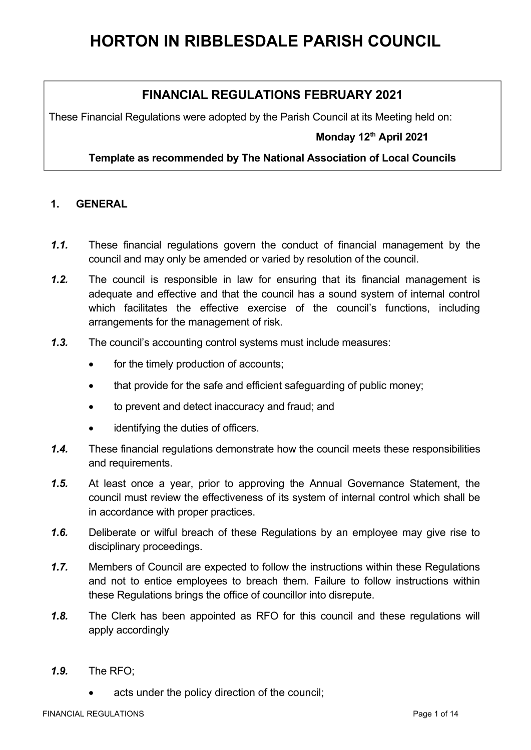# HORTON IN RIBBLESDALE PARISH COUNCIL

## FINANCIAL REGULATIONS FEBRUARY 2021

These Financial Regulations were adopted by the Parish Council at its Meeting held on:

**Monday 12th April 2021**

**Template as recommended by The National Association of Local Councils**

### 1. GENERAL

***1.1.*** These financial regulations govern the conduct of financial management by the council and may only be amended or varied by resolution of the council.

***1.2.*** The council is responsible in law for ensuring that its financial management is adequate and effective and that the council has a sound system of internal control which facilitates the effective exercise of the council's functions, including arrangements for the management of risk.

***1.3.*** The council's accounting control systems must include measures:

- for the timely production of accounts;
- that provide for the safe and efficient safeguarding of public money;
- to prevent and detect inaccuracy and fraud; and
- identifying the duties of officers.

***1.4.*** These financial regulations demonstrate how the council meets these responsibilities and requirements.

***1.5.*** At least once a year, prior to approving the Annual Governance Statement, the council must review the effectiveness of its system of internal control which shall be in accordance with proper practices.

***1.6.*** Deliberate or wilful breach of these Regulations by an employee may give rise to disciplinary proceedings.

***1.7.*** Members of Council are expected to follow the instructions within these Regulations and not to entice employees to breach them. Failure to follow instructions within these Regulations brings the office of councillor into disrepute.

***1.8.*** The Clerk has been appointed as RFO for this council and these regulations will apply accordingly

***1.9.*** The RFO;

- acts under the policy direction of the council;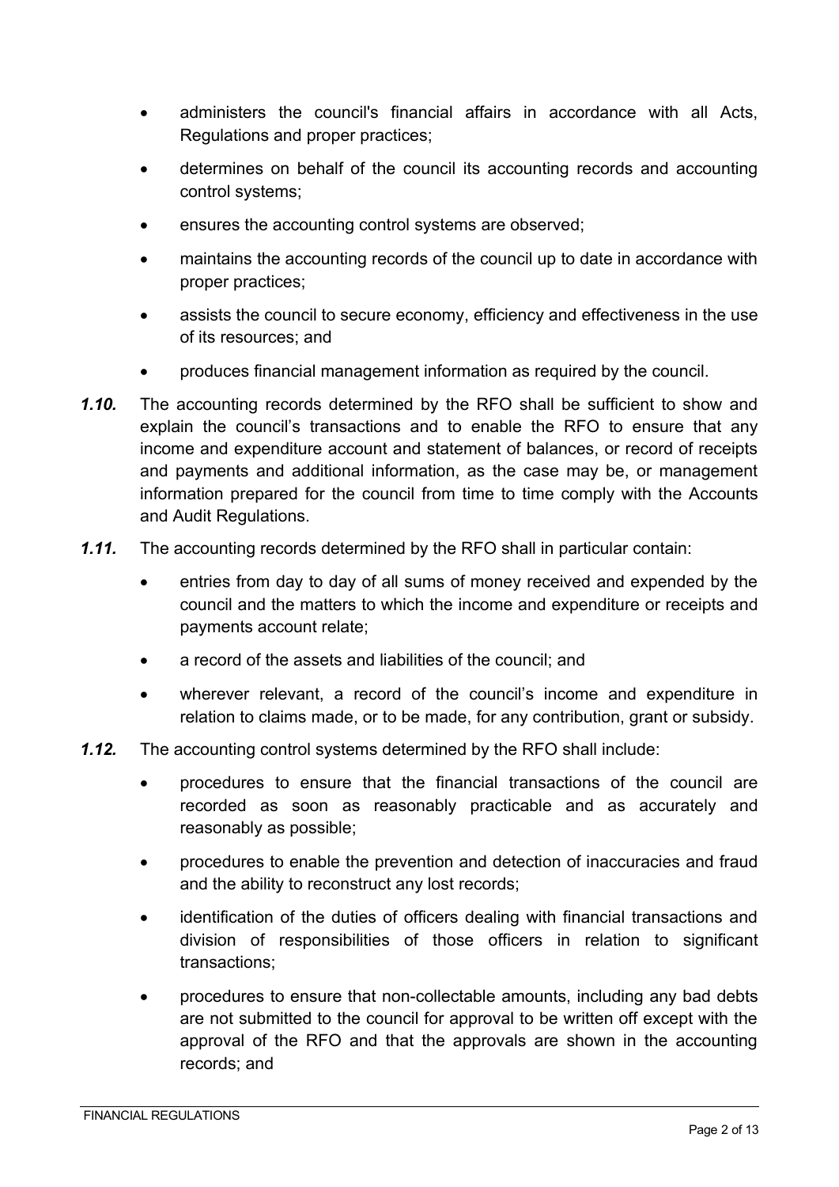- administers the council's financial affairs in accordance with all Acts, Regulations and proper practices;
- determines on behalf of the council its accounting records and accounting control systems;
- ensures the accounting control systems are observed;
- maintains the accounting records of the council up to date in accordance with proper practices;
- assists the council to secure economy, efficiency and effectiveness in the use of its resources; and
- produces financial management information as required by the council.

***1.10.*** The accounting records determined by the RFO shall be sufficient to show and explain the council's transactions and to enable the RFO to ensure that any income and expenditure account and statement of balances, or record of receipts and payments and additional information, as the case may be, or management information prepared for the council from time to time comply with the Accounts and Audit Regulations.

***1.11.*** The accounting records determined by the RFO shall in particular contain:

- entries from day to day of all sums of money received and expended by the council and the matters to which the income and expenditure or receipts and payments account relate;
- a record of the assets and liabilities of the council; and
- wherever relevant, a record of the council's income and expenditure in relation to claims made, or to be made, for any contribution, grant or subsidy.

***1.12.*** The accounting control systems determined by the RFO shall include:

- procedures to ensure that the financial transactions of the council are recorded as soon as reasonably practicable and as accurately and reasonably as possible;
- procedures to enable the prevention and detection of inaccuracies and fraud and the ability to reconstruct any lost records;
- identification of the duties of officers dealing with financial transactions and division of responsibilities of those officers in relation to significant transactions;
- procedures to ensure that non-collectable amounts, including any bad debts are not submitted to the council for approval to be written off except with the approval of the RFO and that the approvals are shown in the accounting records; and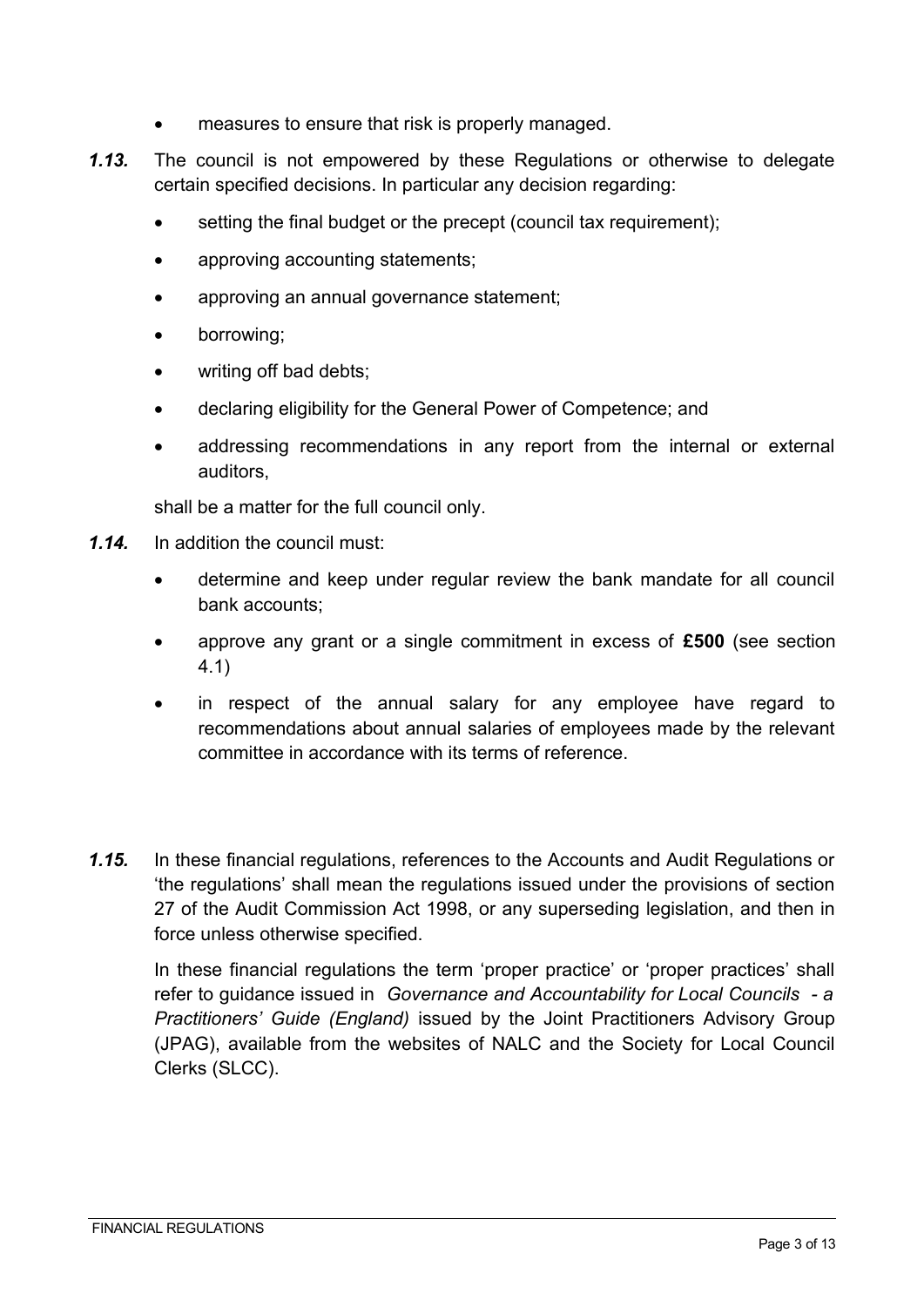- measures to ensure that risk is properly managed.

***1.13.*** The council is not empowered by these Regulations or otherwise to delegate certain specified decisions. In particular any decision regarding:

- setting the final budget or the precept (council tax requirement);
- approving accounting statements;
- approving an annual governance statement;
- borrowing;
- writing off bad debts;
- declaring eligibility for the General Power of Competence; and
- addressing recommendations in any report from the internal or external auditors,

shall be a matter for the full council only.

***1.14.*** In addition the council must:

- determine and keep under regular review the bank mandate for all council bank accounts;
- approve any grant or a single commitment in excess of **£500** (see section 4.1)
- in respect of the annual salary for any employee have regard to recommendations about annual salaries of employees made by the relevant committee in accordance with its terms of reference.

***1.15.*** In these financial regulations, references to the Accounts and Audit Regulations or 'the regulations' shall mean the regulations issued under the provisions of section 27 of the Audit Commission Act 1998, or any superseding legislation, and then in force unless otherwise specified.

In these financial regulations the term 'proper practice' or 'proper practices' shall refer to guidance issued in *Governance and Accountability for Local Councils - a Practitioners' Guide (England)* issued by the Joint Practitioners Advisory Group (JPAG), available from the websites of NALC and the Society for Local Council Clerks (SLCC).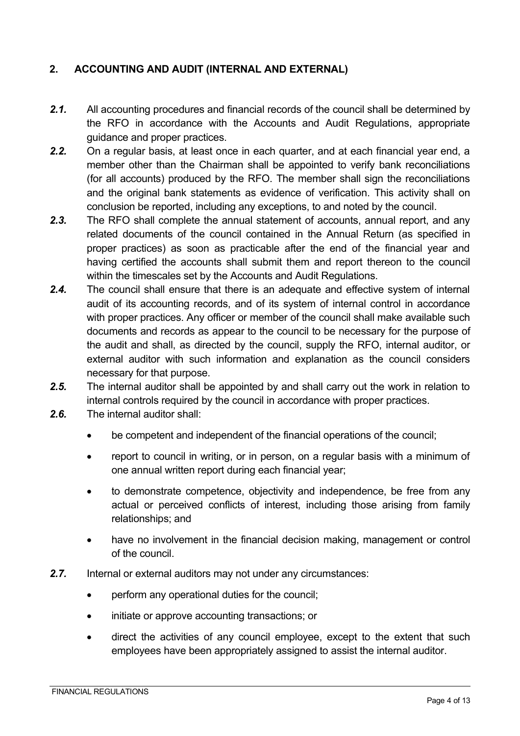## 2. ACCOUNTING AND AUDIT (INTERNAL AND EXTERNAL)

***2.1.*** All accounting procedures and financial records of the council shall be determined by the RFO in accordance with the Accounts and Audit Regulations, appropriate guidance and proper practices.

***2.2.*** On a regular basis, at least once in each quarter, and at each financial year end, a member other than the Chairman shall be appointed to verify bank reconciliations (for all accounts) produced by the RFO. The member shall sign the reconciliations and the original bank statements as evidence of verification. This activity shall on conclusion be reported, including any exceptions, to and noted by the council.

***2.3.*** The RFO shall complete the annual statement of accounts, annual report, and any related documents of the council contained in the Annual Return (as specified in proper practices) as soon as practicable after the end of the financial year and having certified the accounts shall submit them and report thereon to the council within the timescales set by the Accounts and Audit Regulations.

***2.4.*** The council shall ensure that there is an adequate and effective system of internal audit of its accounting records, and of its system of internal control in accordance with proper practices. Any officer or member of the council shall make available such documents and records as appear to the council to be necessary for the purpose of the audit and shall, as directed by the council, supply the RFO, internal auditor, or external auditor with such information and explanation as the council considers necessary for that purpose.

***2.5.*** The internal auditor shall be appointed by and shall carry out the work in relation to internal controls required by the council in accordance with proper practices.

***2.6.*** The internal auditor shall:

- be competent and independent of the financial operations of the council;
- report to council in writing, or in person, on a regular basis with a minimum of one annual written report during each financial year;
- to demonstrate competence, objectivity and independence, be free from any actual or perceived conflicts of interest, including those arising from family relationships; and
- have no involvement in the financial decision making, management or control of the council.

***2.7.*** Internal or external auditors may not under any circumstances:

- perform any operational duties for the council;
- initiate or approve accounting transactions; or
- direct the activities of any council employee, except to the extent that such employees have been appropriately assigned to assist the internal auditor.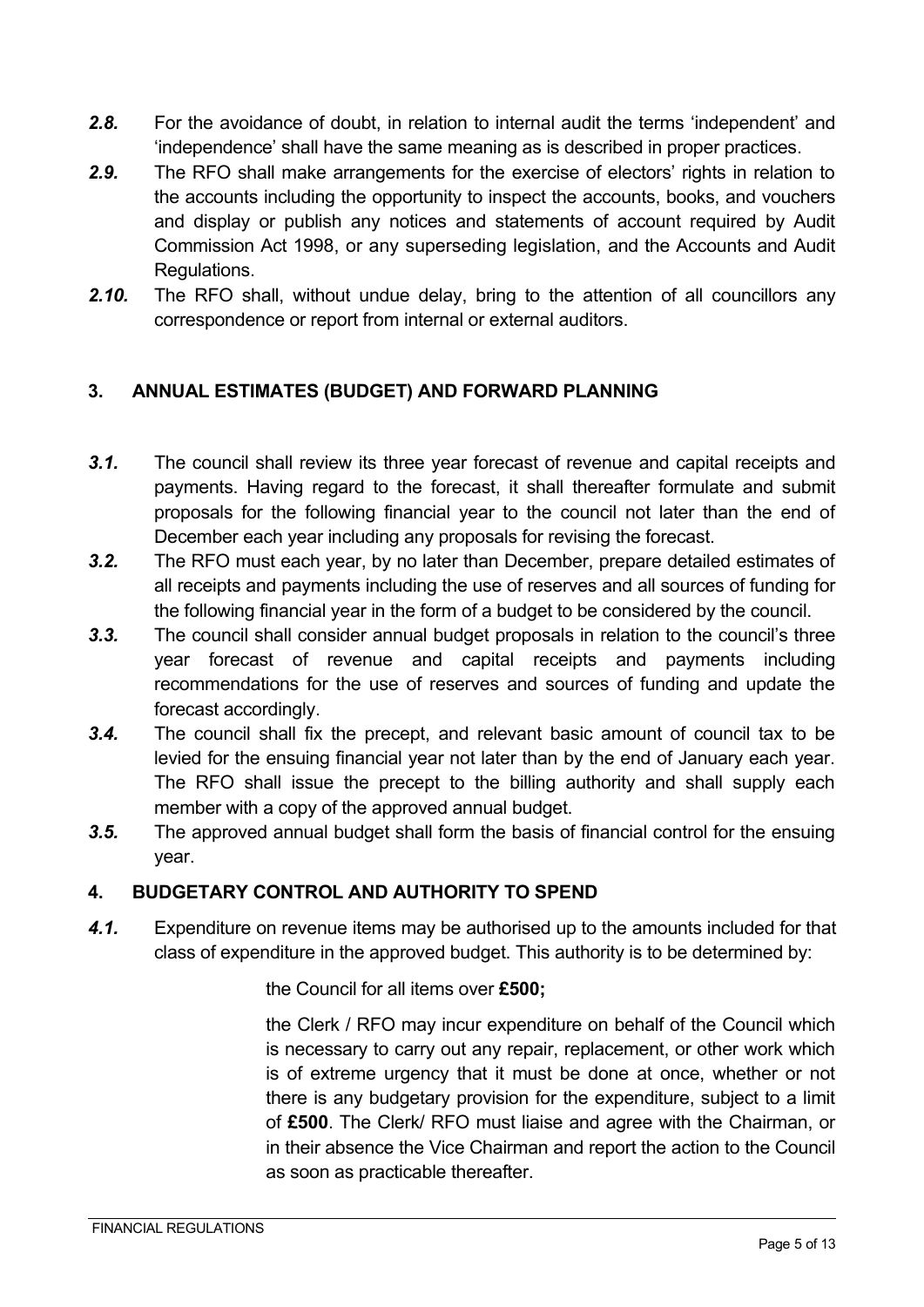***2.8.*** For the avoidance of doubt, in relation to internal audit the terms 'independent' and 'independence' shall have the same meaning as is described in proper practices.

***2.9.*** The RFO shall make arrangements for the exercise of electors' rights in relation to the accounts including the opportunity to inspect the accounts, books, and vouchers and display or publish any notices and statements of account required by Audit Commission Act 1998, or any superseding legislation, and the Accounts and Audit Regulations.

***2.10.*** The RFO shall, without undue delay, bring to the attention of all councillors any correspondence or report from internal or external auditors.

## 3. ANNUAL ESTIMATES (BUDGET) AND FORWARD PLANNING

***3.1.*** The council shall review its three year forecast of revenue and capital receipts and payments. Having regard to the forecast, it shall thereafter formulate and submit proposals for the following financial year to the council not later than the end of December each year including any proposals for revising the forecast.

***3.2.*** The RFO must each year, by no later than December, prepare detailed estimates of all receipts and payments including the use of reserves and all sources of funding for the following financial year in the form of a budget to be considered by the council.

***3.3.*** The council shall consider annual budget proposals in relation to the council's three year forecast of revenue and capital receipts and payments including recommendations for the use of reserves and sources of funding and update the forecast accordingly.

***3.4.*** The council shall fix the precept, and relevant basic amount of council tax to be levied for the ensuing financial year not later than by the end of January each year. The RFO shall issue the precept to the billing authority and shall supply each member with a copy of the approved annual budget.

***3.5.*** The approved annual budget shall form the basis of financial control for the ensuing year.

## 4. BUDGETARY CONTROL AND AUTHORITY TO SPEND

***4.1.*** Expenditure on revenue items may be authorised up to the amounts included for that class of expenditure in the approved budget. This authority is to be determined by:

the Council for all items over **£500;**

the Clerk / RFO may incur expenditure on behalf of the Council which is necessary to carry out any repair, replacement, or other work which is of extreme urgency that it must be done at once, whether or not there is any budgetary provision for the expenditure, subject to a limit of **£500**. The Clerk/ RFO must liaise and agree with the Chairman, or in their absence the Vice Chairman and report the action to the Council as soon as practicable thereafter.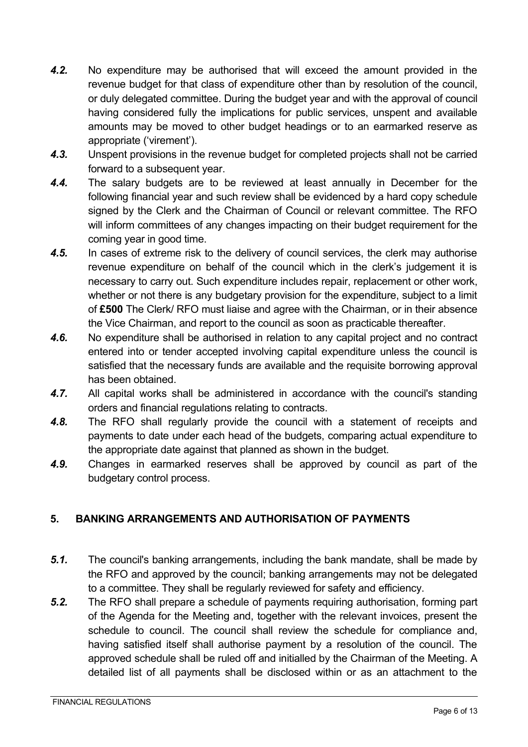***4.2.*** No expenditure may be authorised that will exceed the amount provided in the revenue budget for that class of expenditure other than by resolution of the council, or duly delegated committee. During the budget year and with the approval of council having considered fully the implications for public services, unspent and available amounts may be moved to other budget headings or to an earmarked reserve as appropriate ('virement').

***4.3.*** Unspent provisions in the revenue budget for completed projects shall not be carried forward to a subsequent year.

***4.4.*** The salary budgets are to be reviewed at least annually in December for the following financial year and such review shall be evidenced by a hard copy schedule signed by the Clerk and the Chairman of Council or relevant committee. The RFO will inform committees of any changes impacting on their budget requirement for the coming year in good time.

***4.5.*** In cases of extreme risk to the delivery of council services, the clerk may authorise revenue expenditure on behalf of the council which in the clerk's judgement it is necessary to carry out. Such expenditure includes repair, replacement or other work, whether or not there is any budgetary provision for the expenditure, subject to a limit of **£500** The Clerk/ RFO must liaise and agree with the Chairman, or in their absence the Vice Chairman, and report to the council as soon as practicable thereafter.

***4.6.*** No expenditure shall be authorised in relation to any capital project and no contract entered into or tender accepted involving capital expenditure unless the council is satisfied that the necessary funds are available and the requisite borrowing approval has been obtained.

***4.7.*** All capital works shall be administered in accordance with the council's standing orders and financial regulations relating to contracts.

***4.8.*** The RFO shall regularly provide the council with a statement of receipts and payments to date under each head of the budgets, comparing actual expenditure to the appropriate date against that planned as shown in the budget.

***4.9.*** Changes in earmarked reserves shall be approved by council as part of the budgetary control process.

## 5. BANKING ARRANGEMENTS AND AUTHORISATION OF PAYMENTS

***5.1.*** The council's banking arrangements, including the bank mandate, shall be made by the RFO and approved by the council; banking arrangements may not be delegated to a committee. They shall be regularly reviewed for safety and efficiency.

***5.2.*** The RFO shall prepare a schedule of payments requiring authorisation, forming part of the Agenda for the Meeting and, together with the relevant invoices, present the schedule to council. The council shall review the schedule for compliance and, having satisfied itself shall authorise payment by a resolution of the council. The approved schedule shall be ruled off and initialled by the Chairman of the Meeting. A detailed list of all payments shall be disclosed within or as an attachment to the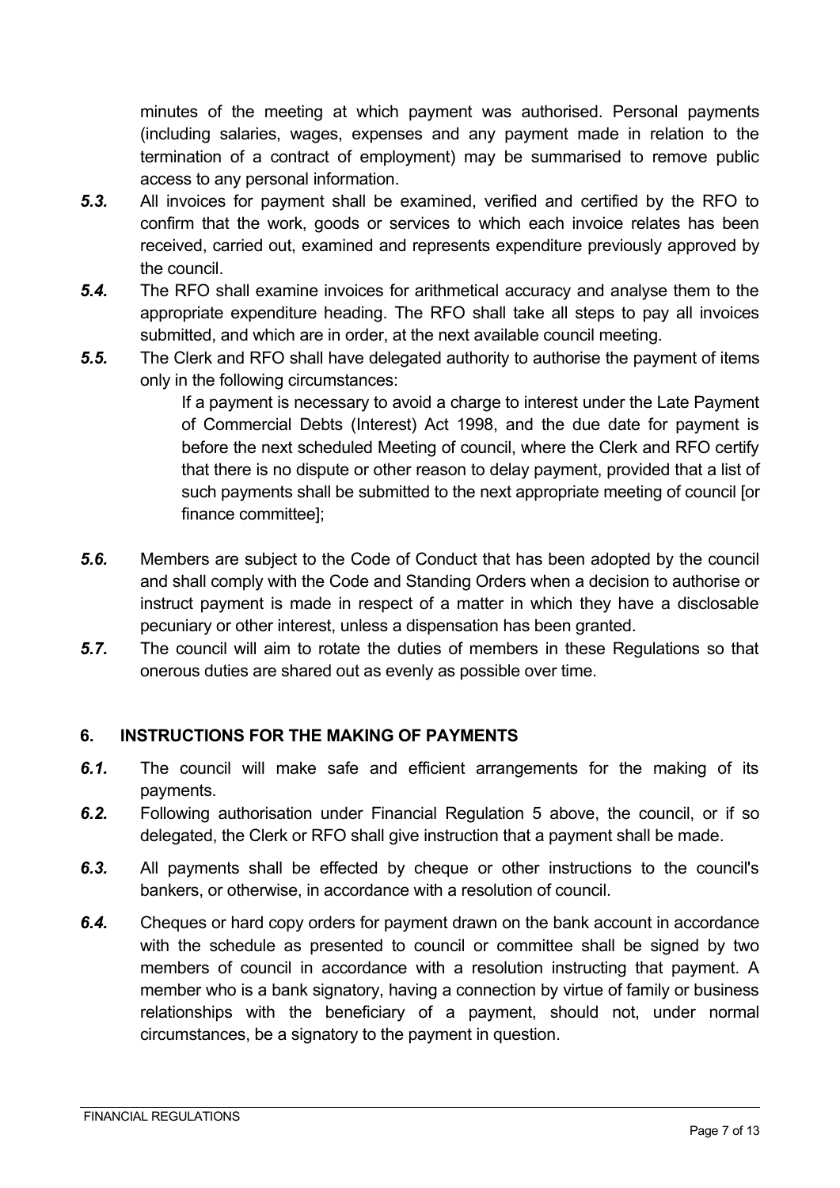minutes of the meeting at which payment was authorised. Personal payments (including salaries, wages, expenses and any payment made in relation to the termination of a contract of employment) may be summarised to remove public access to any personal information.

***5.3.*** All invoices for payment shall be examined, verified and certified by the RFO to confirm that the work, goods or services to which each invoice relates has been received, carried out, examined and represents expenditure previously approved by the council.

***5.4.*** The RFO shall examine invoices for arithmetical accuracy and analyse them to the appropriate expenditure heading. The RFO shall take all steps to pay all invoices submitted, and which are in order, at the next available council meeting.

***5.5.*** The Clerk and RFO shall have delegated authority to authorise the payment of items only in the following circumstances:

> If a payment is necessary to avoid a charge to interest under the Late Payment of Commercial Debts (Interest) Act 1998, and the due date for payment is before the next scheduled Meeting of council, where the Clerk and RFO certify that there is no dispute or other reason to delay payment, provided that a list of such payments shall be submitted to the next appropriate meeting of council [or finance committee];

***5.6.*** Members are subject to the Code of Conduct that has been adopted by the council and shall comply with the Code and Standing Orders when a decision to authorise or instruct payment is made in respect of a matter in which they have a disclosable pecuniary or other interest, unless a dispensation has been granted.

***5.7.*** The council will aim to rotate the duties of members in these Regulations so that onerous duties are shared out as evenly as possible over time.

## 6. INSTRUCTIONS FOR THE MAKING OF PAYMENTS

***6.1.*** The council will make safe and efficient arrangements for the making of its payments.

***6.2.*** Following authorisation under Financial Regulation 5 above, the council, or if so delegated, the Clerk or RFO shall give instruction that a payment shall be made.

***6.3.*** All payments shall be effected by cheque or other instructions to the council's bankers, or otherwise, in accordance with a resolution of council.

***6.4.*** Cheques or hard copy orders for payment drawn on the bank account in accordance with the schedule as presented to council or committee shall be signed by two members of council in accordance with a resolution instructing that payment. A member who is a bank signatory, having a connection by virtue of family or business relationships with the beneficiary of a payment, should not, under normal circumstances, be a signatory to the payment in question.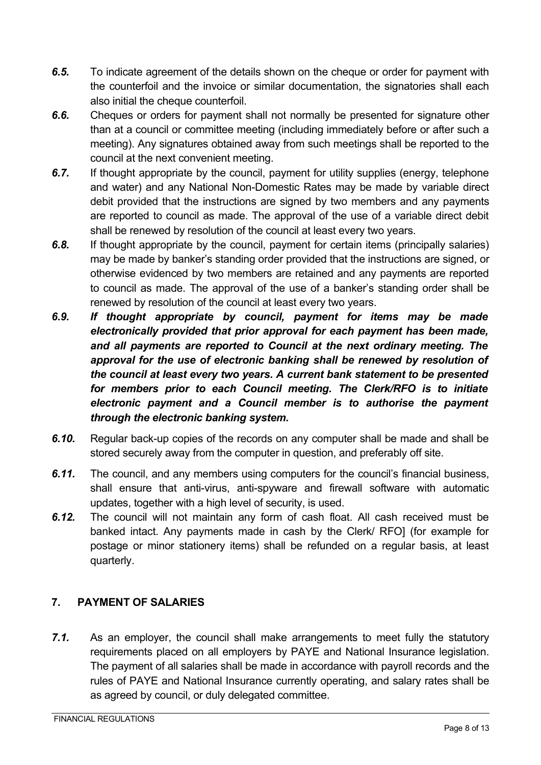***6.5.*** To indicate agreement of the details shown on the cheque or order for payment with the counterfoil and the invoice or similar documentation, the signatories shall each also initial the cheque counterfoil.

***6.6.*** Cheques or orders for payment shall not normally be presented for signature other than at a council or committee meeting (including immediately before or after such a meeting). Any signatures obtained away from such meetings shall be reported to the council at the next convenient meeting.

***6.7.*** If thought appropriate by the council, payment for utility supplies (energy, telephone and water) and any National Non-Domestic Rates may be made by variable direct debit provided that the instructions are signed by two members and any payments are reported to council as made. The approval of the use of a variable direct debit shall be renewed by resolution of the council at least every two years.

***6.8.*** If thought appropriate by the council, payment for certain items (principally salaries) may be made by banker's standing order provided that the instructions are signed, or otherwise evidenced by two members are retained and any payments are reported to council as made. The approval of the use of a banker's standing order shall be renewed by resolution of the council at least every two years.

***6.9. If thought appropriate by council, payment for items may be made electronically provided that prior approval for each payment has been made, and all payments are reported to Council at the next ordinary meeting. The approval for the use of electronic banking shall be renewed by resolution of the council at least every two years. A current bank statement to be presented for members prior to each Council meeting. The Clerk/RFO is to initiate electronic payment and a Council member is to authorise the payment through the electronic banking system.***

***6.10.*** Regular back-up copies of the records on any computer shall be made and shall be stored securely away from the computer in question, and preferably off site.

***6.11.*** The council, and any members using computers for the council's financial business, shall ensure that anti-virus, anti-spyware and firewall software with automatic updates, together with a high level of security, is used.

***6.12.*** The council will not maintain any form of cash float. All cash received must be banked intact. Any payments made in cash by the Clerk/ RFO] (for example for postage or minor stationery items) shall be refunded on a regular basis, at least quarterly.

## 7. PAYMENT OF SALARIES

***7.1.*** As an employer, the council shall make arrangements to meet fully the statutory requirements placed on all employers by PAYE and National Insurance legislation. The payment of all salaries shall be made in accordance with payroll records and the rules of PAYE and National Insurance currently operating, and salary rates shall be as agreed by council, or duly delegated committee.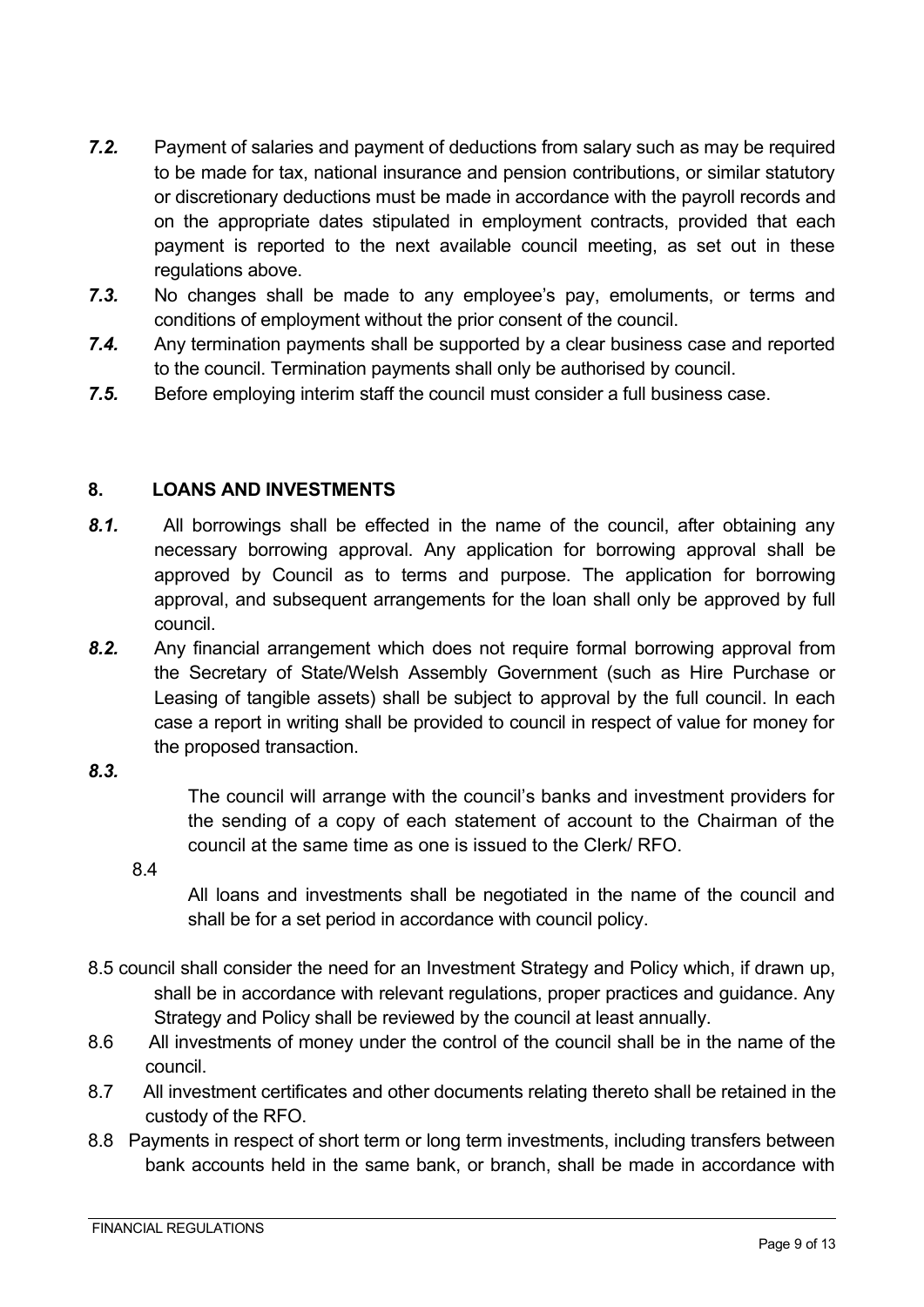***7.2.*** Payment of salaries and payment of deductions from salary such as may be required to be made for tax, national insurance and pension contributions, or similar statutory or discretionary deductions must be made in accordance with the payroll records and on the appropriate dates stipulated in employment contracts, provided that each payment is reported to the next available council meeting, as set out in these regulations above.

***7.3.*** No changes shall be made to any employee's pay, emoluments, or terms and conditions of employment without the prior consent of the council.

***7.4.*** Any termination payments shall be supported by a clear business case and reported to the council. Termination payments shall only be authorised by council.

***7.5.*** Before employing interim staff the council must consider a full business case.

## 8. LOANS AND INVESTMENTS

***8.1.*** All borrowings shall be effected in the name of the council, after obtaining any necessary borrowing approval. Any application for borrowing approval shall be approved by Council as to terms and purpose. The application for borrowing approval, and subsequent arrangements for the loan shall only be approved by full council.

***8.2.*** Any financial arrangement which does not require formal borrowing approval from the Secretary of State/Welsh Assembly Government (such as Hire Purchase or Leasing of tangible assets) shall be subject to approval by the full council. In each case a report in writing shall be provided to council in respect of value for money for the proposed transaction.

***8.3.*** The council will arrange with the council's banks and investment providers for the sending of a copy of each statement of account to the Chairman of the council at the same time as one is issued to the Clerk/ RFO.

8.4 All loans and investments shall be negotiated in the name of the council and shall be for a set period in accordance with council policy.

8.5 council shall consider the need for an Investment Strategy and Policy which, if drawn up, shall be in accordance with relevant regulations, proper practices and guidance. Any Strategy and Policy shall be reviewed by the council at least annually.

8.6 All investments of money under the control of the council shall be in the name of the council.

8.7 All investment certificates and other documents relating thereto shall be retained in the custody of the RFO.

8.8 Payments in respect of short term or long term investments, including transfers between bank accounts held in the same bank, or branch, shall be made in accordance with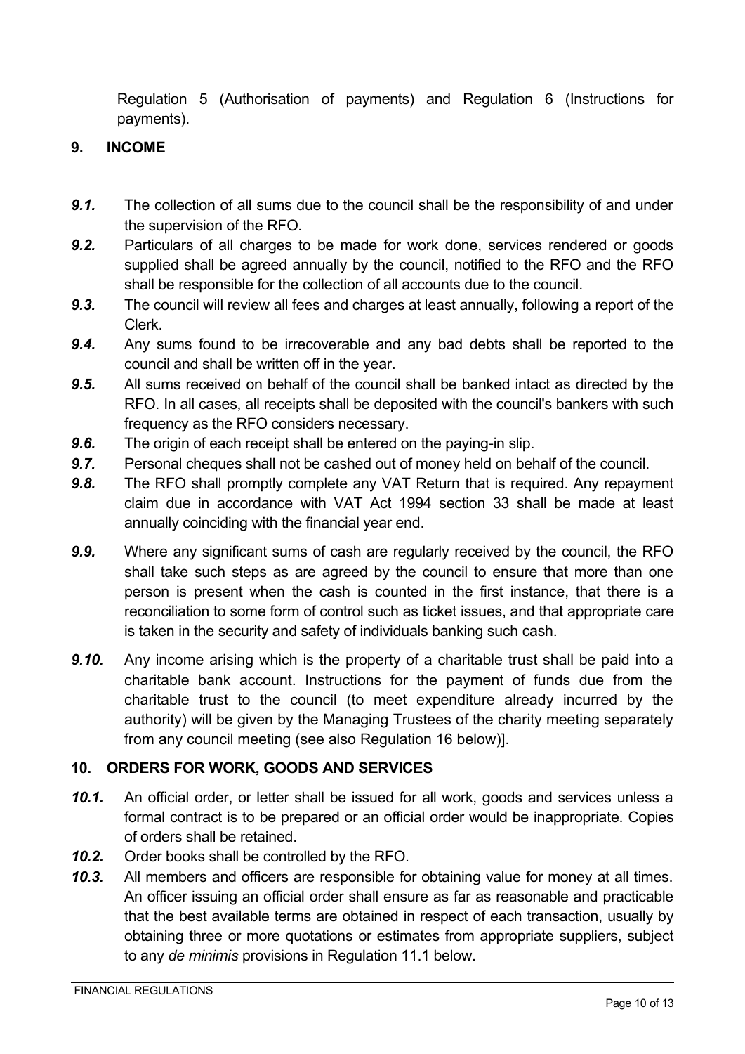Regulation 5 (Authorisation of payments) and Regulation 6 (Instructions for payments).

## 9. INCOME

***9.1.*** The collection of all sums due to the council shall be the responsibility of and under the supervision of the RFO.

***9.2.*** Particulars of all charges to be made for work done, services rendered or goods supplied shall be agreed annually by the council, notified to the RFO and the RFO shall be responsible for the collection of all accounts due to the council.

***9.3.*** The council will review all fees and charges at least annually, following a report of the Clerk.

***9.4.*** Any sums found to be irrecoverable and any bad debts shall be reported to the council and shall be written off in the year.

***9.5.*** All sums received on behalf of the council shall be banked intact as directed by the RFO. In all cases, all receipts shall be deposited with the council's bankers with such frequency as the RFO considers necessary.

***9.6.*** The origin of each receipt shall be entered on the paying-in slip.

***9.7.*** Personal cheques shall not be cashed out of money held on behalf of the council.

***9.8.*** The RFO shall promptly complete any VAT Return that is required. Any repayment claim due in accordance with VAT Act 1994 section 33 shall be made at least annually coinciding with the financial year end.

***9.9.*** Where any significant sums of cash are regularly received by the council, the RFO shall take such steps as are agreed by the council to ensure that more than one person is present when the cash is counted in the first instance, that there is a reconciliation to some form of control such as ticket issues, and that appropriate care is taken in the security and safety of individuals banking such cash.

***9.10.*** Any income arising which is the property of a charitable trust shall be paid into a charitable bank account. Instructions for the payment of funds due from the charitable trust to the council (to meet expenditure already incurred by the authority) will be given by the Managing Trustees of the charity meeting separately from any council meeting (see also Regulation 16 below)].

## 10. ORDERS FOR WORK, GOODS AND SERVICES

***10.1.*** An official order, or letter shall be issued for all work, goods and services unless a formal contract is to be prepared or an official order would be inappropriate. Copies of orders shall be retained.

***10.2.*** Order books shall be controlled by the RFO.

***10.3.*** All members and officers are responsible for obtaining value for money at all times. An officer issuing an official order shall ensure as far as reasonable and practicable that the best available terms are obtained in respect of each transaction, usually by obtaining three or more quotations or estimates from appropriate suppliers, subject to any *de minimis* provisions in Regulation 11.1 below.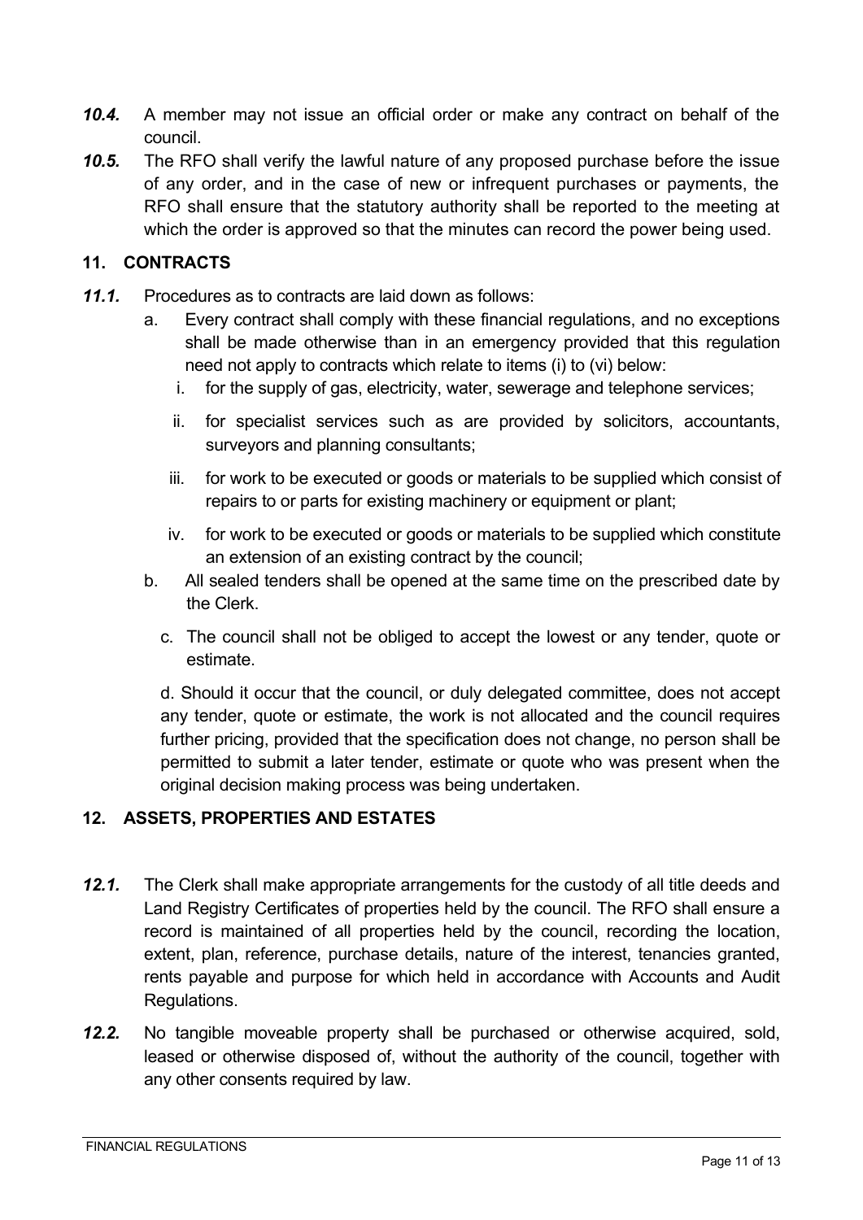***10.4.*** A member may not issue an official order or make any contract on behalf of the council.

***10.5.*** The RFO shall verify the lawful nature of any proposed purchase before the issue of any order, and in the case of new or infrequent purchases or payments, the RFO shall ensure that the statutory authority shall be reported to the meeting at which the order is approved so that the minutes can record the power being used.

## 11. CONTRACTS

***11.1.*** Procedures as to contracts are laid down as follows:

a. Every contract shall comply with these financial regulations, and no exceptions shall be made otherwise than in an emergency provided that this regulation need not apply to contracts which relate to items (i) to (vi) below:

   i. for the supply of gas, electricity, water, sewerage and telephone services;

   ii. for specialist services such as are provided by solicitors, accountants, surveyors and planning consultants;

   iii. for work to be executed or goods or materials to be supplied which consist of repairs to or parts for existing machinery or equipment or plant;

   iv. for work to be executed or goods or materials to be supplied which constitute an extension of an existing contract by the council;

b. All sealed tenders shall be opened at the same time on the prescribed date by the Clerk.

c. The council shall not be obliged to accept the lowest or any tender, quote or estimate.

d. Should it occur that the council, or duly delegated committee, does not accept any tender, quote or estimate, the work is not allocated and the council requires further pricing, provided that the specification does not change, no person shall be permitted to submit a later tender, estimate or quote who was present when the original decision making process was being undertaken.

## 12. ASSETS, PROPERTIES AND ESTATES

***12.1.*** The Clerk shall make appropriate arrangements for the custody of all title deeds and Land Registry Certificates of properties held by the council. The RFO shall ensure a record is maintained of all properties held by the council, recording the location, extent, plan, reference, purchase details, nature of the interest, tenancies granted, rents payable and purpose for which held in accordance with Accounts and Audit Regulations.

***12.2.*** No tangible moveable property shall be purchased or otherwise acquired, sold, leased or otherwise disposed of, without the authority of the council, together with any other consents required by law.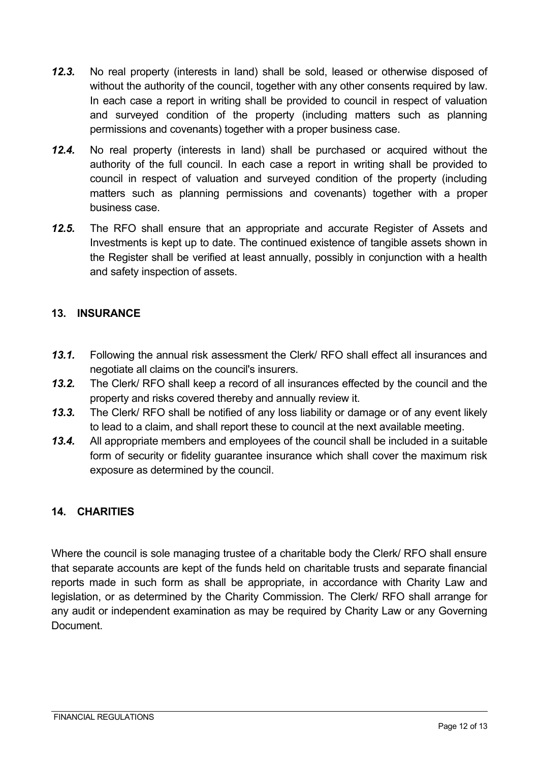***12.3.*** No real property (interests in land) shall be sold, leased or otherwise disposed of without the authority of the council, together with any other consents required by law. In each case a report in writing shall be provided to council in respect of valuation and surveyed condition of the property (including matters such as planning permissions and covenants) together with a proper business case.

***12.4.*** No real property (interests in land) shall be purchased or acquired without the authority of the full council. In each case a report in writing shall be provided to council in respect of valuation and surveyed condition of the property (including matters such as planning permissions and covenants) together with a proper business case.

***12.5.*** The RFO shall ensure that an appropriate and accurate Register of Assets and Investments is kept up to date. The continued existence of tangible assets shown in the Register shall be verified at least annually, possibly in conjunction with a health and safety inspection of assets.

## 13. INSURANCE

***13.1.*** Following the annual risk assessment the Clerk/ RFO shall effect all insurances and negotiate all claims on the council's insurers.

***13.2.*** The Clerk/ RFO shall keep a record of all insurances effected by the council and the property and risks covered thereby and annually review it.

***13.3.*** The Clerk/ RFO shall be notified of any loss liability or damage or of any event likely to lead to a claim, and shall report these to council at the next available meeting.

***13.4.*** All appropriate members and employees of the council shall be included in a suitable form of security or fidelity guarantee insurance which shall cover the maximum risk exposure as determined by the council.

## 14. CHARITIES

Where the council is sole managing trustee of a charitable body the Clerk/ RFO shall ensure that separate accounts are kept of the funds held on charitable trusts and separate financial reports made in such form as shall be appropriate, in accordance with Charity Law and legislation, or as determined by the Charity Commission. The Clerk/ RFO shall arrange for any audit or independent examination as may be required by Charity Law or any Governing Document.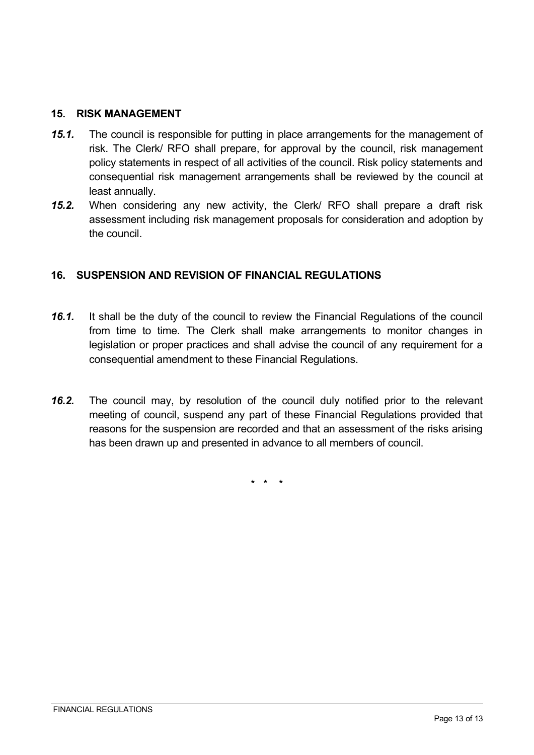## 15. RISK MANAGEMENT

***15.1.*** The council is responsible for putting in place arrangements for the management of risk. The Clerk/ RFO shall prepare, for approval by the council, risk management policy statements in respect of all activities of the council. Risk policy statements and consequential risk management arrangements shall be reviewed by the council at least annually.

***15.2.*** When considering any new activity, the Clerk/ RFO shall prepare a draft risk assessment including risk management proposals for consideration and adoption by the council.

## 16. SUSPENSION AND REVISION OF FINANCIAL REGULATIONS

***16.1.*** It shall be the duty of the council to review the Financial Regulations of the council from time to time. The Clerk shall make arrangements to monitor changes in legislation or proper practices and shall advise the council of any requirement for a consequential amendment to these Financial Regulations.

***16.2.*** The council may, by resolution of the council duly notified prior to the relevant meeting of council, suspend any part of these Financial Regulations provided that reasons for the suspension are recorded and that an assessment of the risks arising has been drawn up and presented in advance to all members of council.

\* \* \*